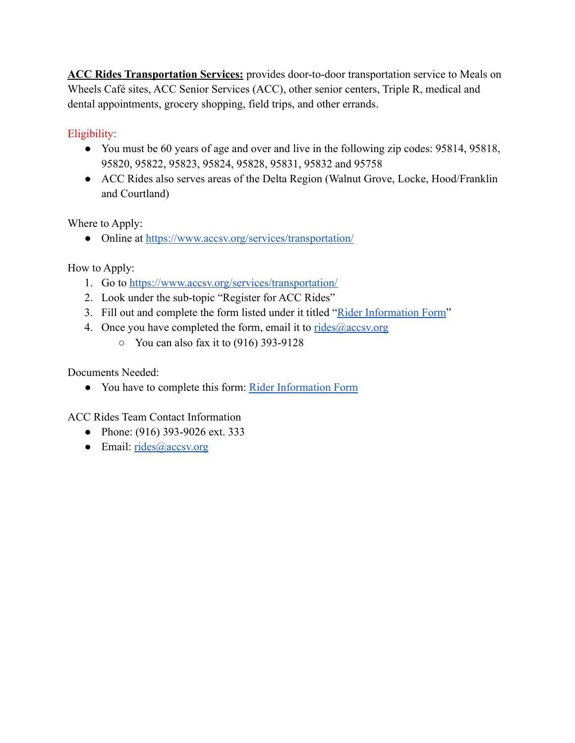**<u>ACC Rides Transportation Services:</u>** provides door-to-door transportation service to Meals on Wheels Café sites, ACC Senior Services (ACC), other senior centers, Triple R, medical and dental appointments, grocery shopping, field trips, and other errands.

Eligibility:

- You must be 60 years of age and over and live in the following zip codes: 95814, 95818, 95820, 95822, 95823, 95824, 95828, 95831, 95832 and 95758
- ACC Rides also serves areas of the Delta Region (Walnut Grove, Locke, Hood/Franklin and Courtland)

Where to Apply:

- Online at https://www.accsv.org/services/transportation/

How to Apply:

1. Go to https://www.accsv.org/services/transportation/
2. Look under the sub-topic "Register for ACC Rides"
3. Fill out and complete the form listed under it titled "Rider Information Form"
4. Once you have completed the form, email it to rides@accsv.org
   - You can also fax it to (916) 393-9128

Documents Needed:

- You have to complete this form: Rider Information Form

ACC Rides Team Contact Information

- Phone: (916) 393-9026 ext. 333
- Email: rides@accsv.org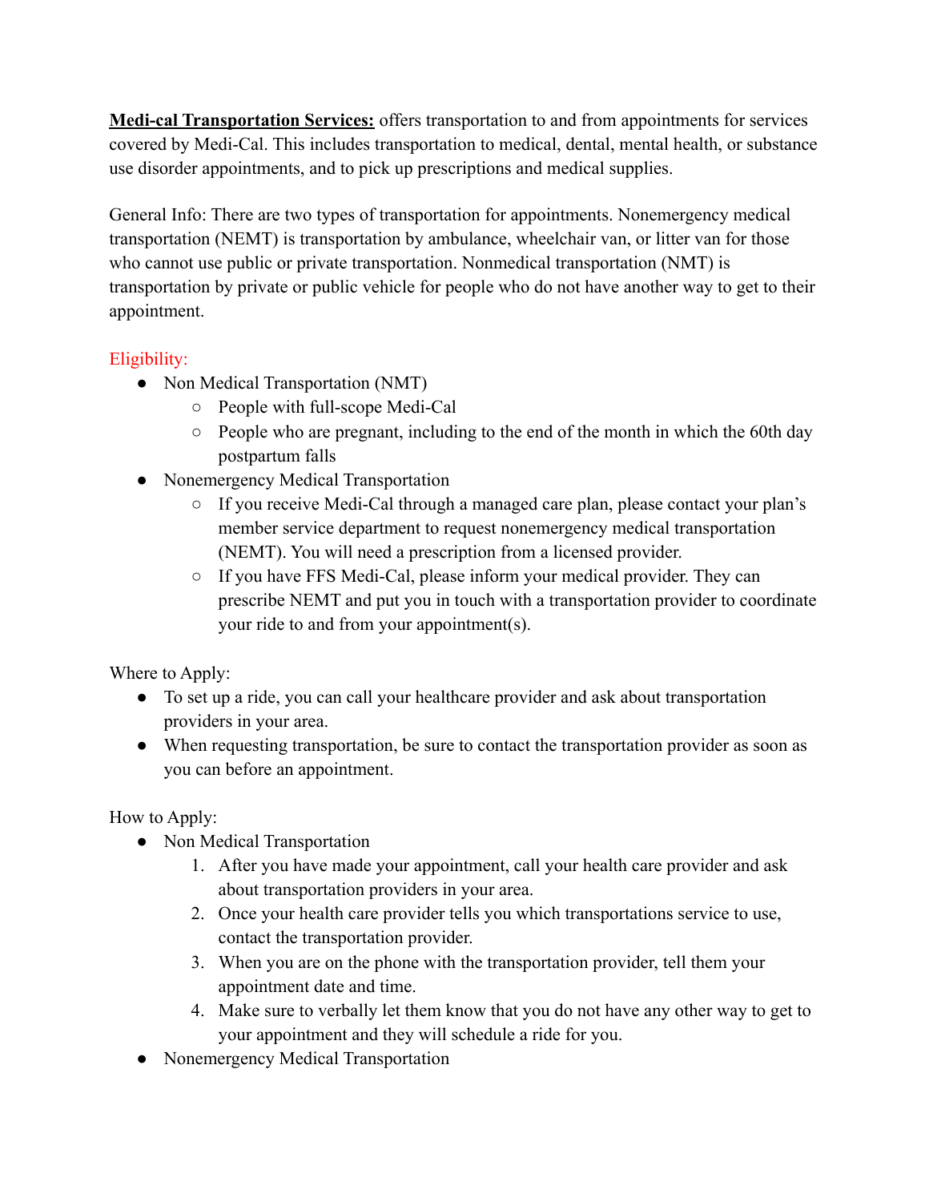**<u>Medi-cal Transportation Services:</u>** offers transportation to and from appointments for services covered by Medi-Cal. This includes transportation to medical, dental, mental health, or substance use disorder appointments, and to pick up prescriptions and medical supplies.

General Info: There are two types of transportation for appointments. Nonemergency medical transportation (NEMT) is transportation by ambulance, wheelchair van, or litter van for those who cannot use public or private transportation. Nonmedical transportation (NMT) is transportation by private or public vehicle for people who do not have another way to get to their appointment.

Eligibility:

- Non Medical Transportation (NMT)
  - People with full-scope Medi-Cal
  - People who are pregnant, including to the end of the month in which the 60th day postpartum falls
- Nonemergency Medical Transportation
  - If you receive Medi-Cal through a managed care plan, please contact your plan's member service department to request nonemergency medical transportation (NEMT). You will need a prescription from a licensed provider.
  - If you have FFS Medi-Cal, please inform your medical provider. They can prescribe NEMT and put you in touch with a transportation provider to coordinate your ride to and from your appointment(s).

Where to Apply:

- To set up a ride, you can call your healthcare provider and ask about transportation providers in your area.
- When requesting transportation, be sure to contact the transportation provider as soon as you can before an appointment.

How to Apply:

- Non Medical Transportation
  1. After you have made your appointment, call your health care provider and ask about transportation providers in your area.
  2. Once your health care provider tells you which transportations service to use, contact the transportation provider.
  3. When you are on the phone with the transportation provider, tell them your appointment date and time.
  4. Make sure to verbally let them know that you do not have any other way to get to your appointment and they will schedule a ride for you.
- Nonemergency Medical Transportation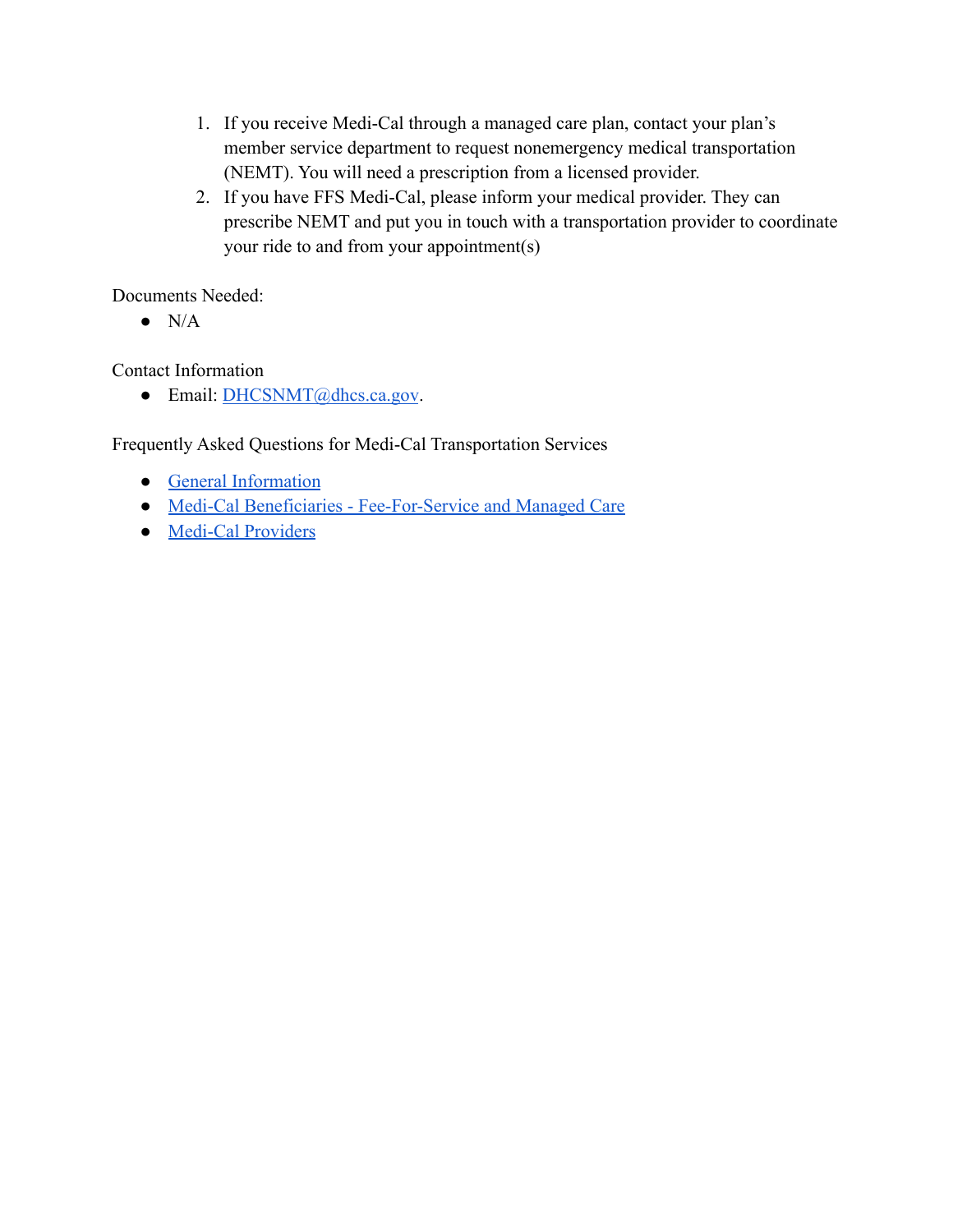1. If you receive Medi-Cal through a managed care plan, contact your plan's member service department to request nonemergency medical transportation (NEMT). You will need a prescription from a licensed provider.
2. If you have FFS Medi-Cal, please inform your medical provider. They can prescribe NEMT and put you in touch with a transportation provider to coordinate your ride to and from your appointment(s)

Documents Needed:

- N/A

Contact Information

- Email: DHCSNMT@dhcs.ca.gov.

Frequently Asked Questions for Medi-Cal Transportation Services

- General Information
- Medi-Cal Beneficiaries - Fee-For-Service and Managed Care
- Medi-Cal Providers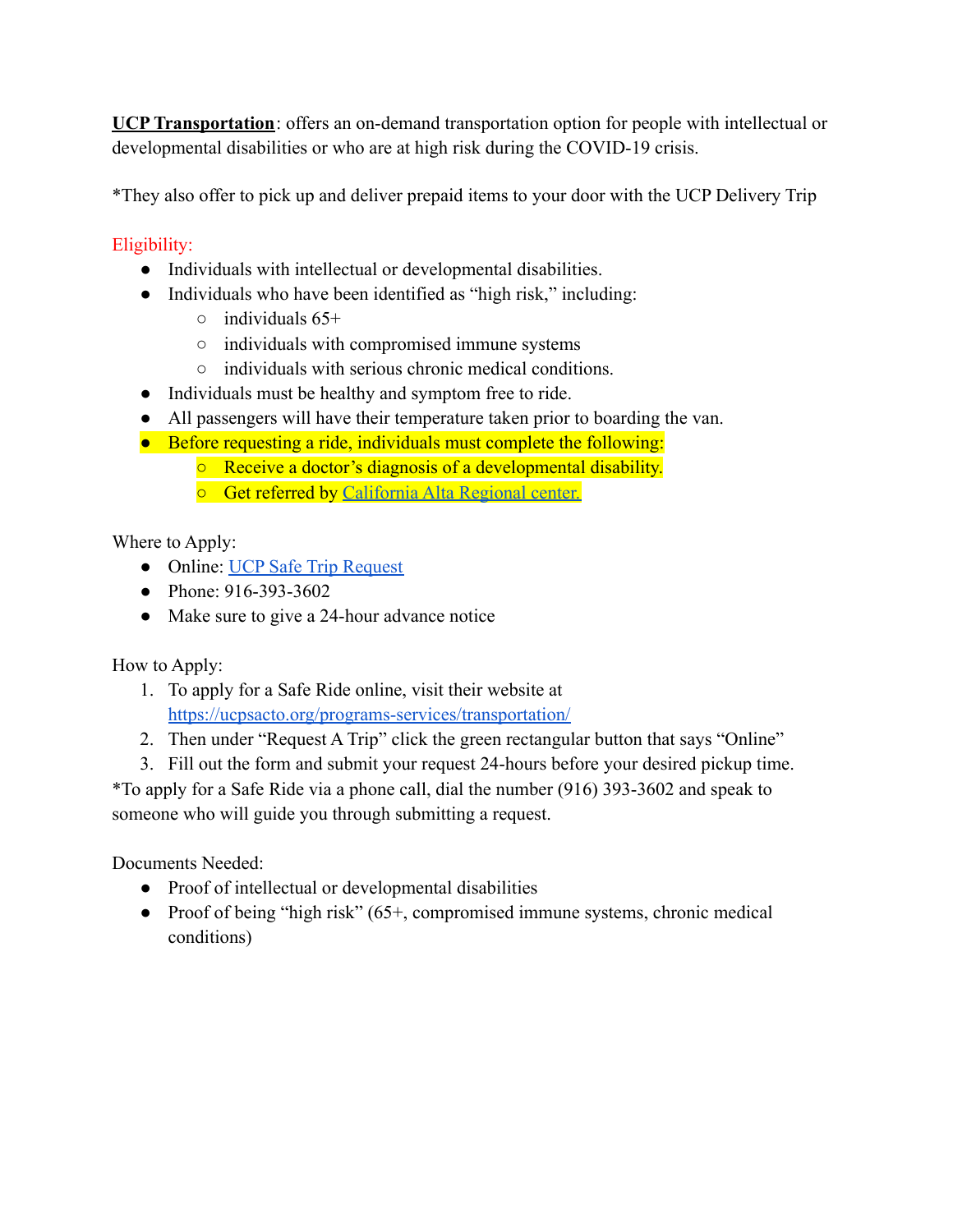**UCP Transportation**: offers an on-demand transportation option for people with intellectual or developmental disabilities or who are at high risk during the COVID-19 crisis.

*They also offer to pick up and deliver prepaid items to your door with the UCP Delivery Trip

Eligibility:

- Individuals with intellectual or developmental disabilities.
- Individuals who have been identified as "high risk," including:
  - individuals 65+
  - individuals with compromised immune systems
  - individuals with serious chronic medical conditions.
- Individuals must be healthy and symptom free to ride.
- All passengers will have their temperature taken prior to boarding the van.
- Before requesting a ride, individuals must complete the following:
  - Receive a doctor's diagnosis of a developmental disability.
  - Get referred by California Alta Regional center.

Where to Apply:

- Online: UCP Safe Trip Request
- Phone: 916-393-3602
- Make sure to give a 24-hour advance notice

How to Apply:

1. To apply for a Safe Ride online, visit their website at https://ucpsacto.org/programs-services/transportation/
2. Then under "Request A Trip" click the green rectangular button that says "Online"
3. Fill out the form and submit your request 24-hours before your desired pickup time.

*To apply for a Safe Ride via a phone call, dial the number (916) 393-3602 and speak to someone who will guide you through submitting a request.

Documents Needed:

- Proof of intellectual or developmental disabilities
- Proof of being "high risk" (65+, compromised immune systems, chronic medical conditions)